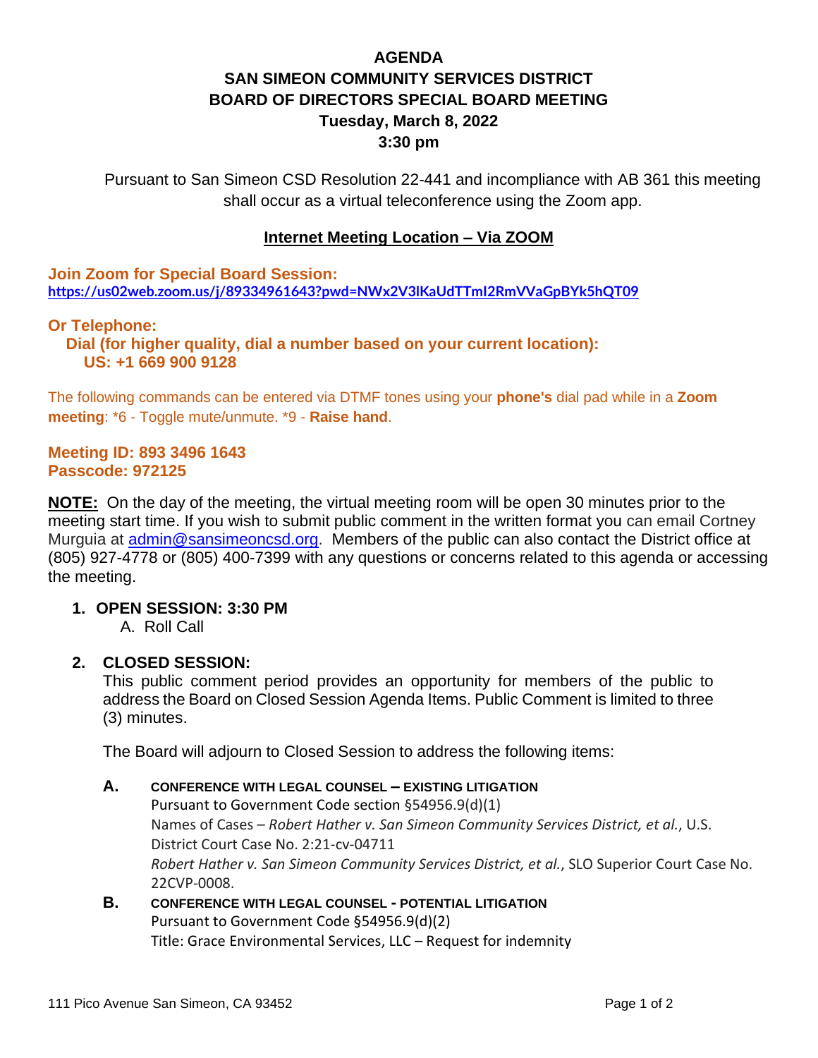# AGENDA
# SAN SIMEON COMMUNITY SERVICES DISTRICT
# BOARD OF DIRECTORS SPECIAL BOARD MEETING
## Tuesday, March 8, 2022
## 3:30 pm

Pursuant to San Simeon CSD Resolution 22-441 and incompliance with AB 361 this meeting shall occur as a virtual teleconference using the Zoom app.

**Internet Meeting Location – Via ZOOM**

**Join Zoom for Special Board Session:**
**https://us02web.zoom.us/j/89334961643?pwd=NWx2V3lKaUdTTmI2RmVVaGpBYk5hQT09**

**Or Telephone:**
**Dial (for higher quality, dial a number based on your current location):**
**US: +1 669 900 9128**

The following commands can be entered via DTMF tones using your **phone's** dial pad while in a **Zoom meeting**: *6 - Toggle mute/unmute. *9 - **Raise hand**.

**Meeting ID: 893 3496 1643**
**Passcode: 972125**

**NOTE:** On the day of the meeting, the virtual meeting room will be open 30 minutes prior to the meeting start time. If you wish to submit public comment in the written format you can email Cortney Murguia at admin@sansimeoncsd.org. Members of the public can also contact the District office at (805) 927-4778 or (805) 400-7399 with any questions or concerns related to this agenda or accessing the meeting.

1. **OPEN SESSION: 3:30 PM**
   A. Roll Call

2. **CLOSED SESSION:**
   This public comment period provides an opportunity for members of the public to address the Board on Closed Session Agenda Items. Public Comment is limited to three (3) minutes.

   The Board will adjourn to Closed Session to address the following items:

   **A. CONFERENCE WITH LEGAL COUNSEL – EXISTING LITIGATION**
   Pursuant to Government Code section §54956.9(d)(1)
   Names of Cases – *Robert Hather v. San Simeon Community Services District, et al.*, U.S. District Court Case No. 2:21-cv-04711
   *Robert Hather v. San Simeon Community Services District, et al.*, SLO Superior Court Case No. 22CVP-0008.

   **B. CONFERENCE WITH LEGAL COUNSEL - POTENTIAL LITIGATION**
   Pursuant to Government Code §54956.9(d)(2)
   Title: Grace Environmental Services, LLC – Request for indemnity

111 Pico Avenue San Simeon, CA 93452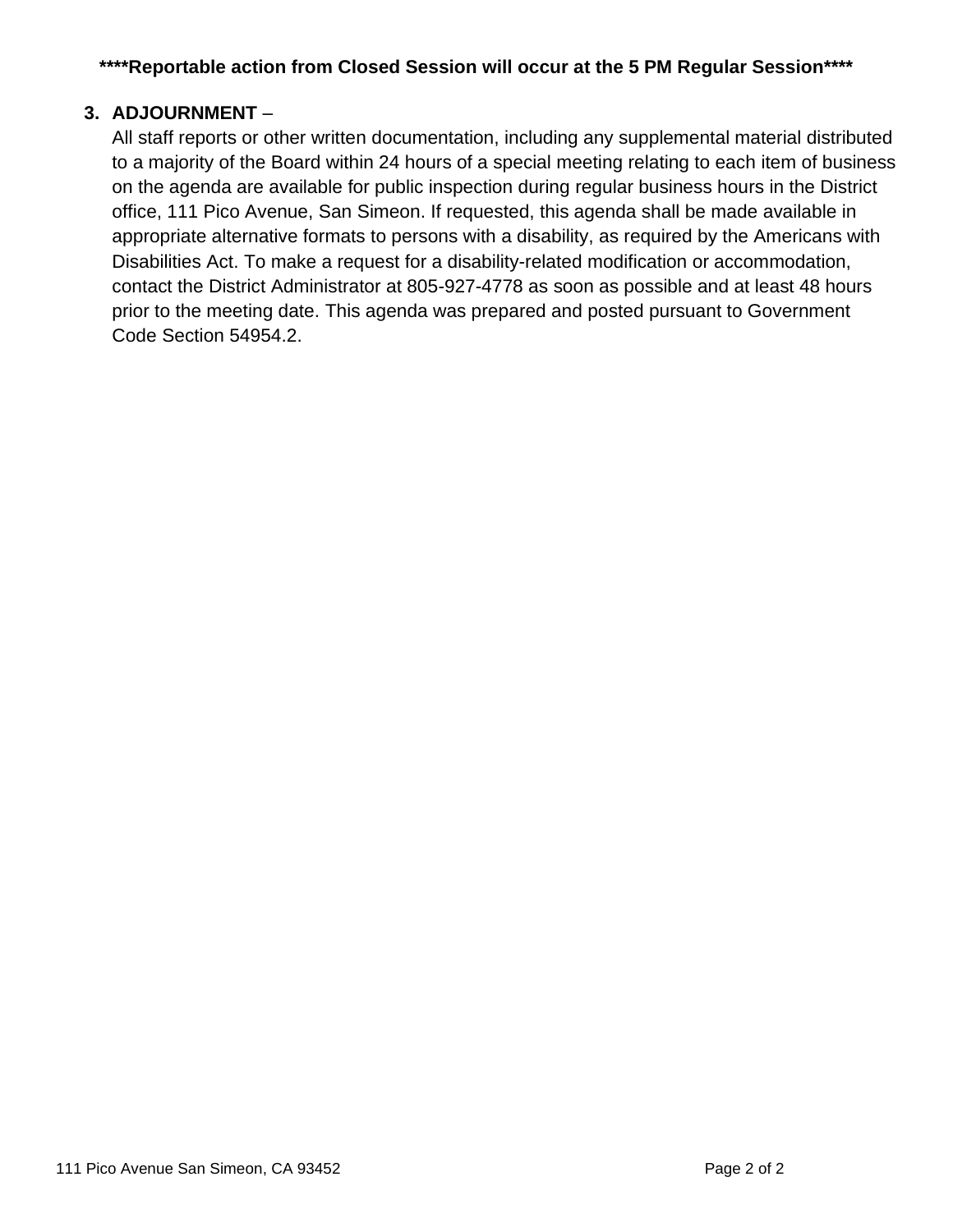**\*\*\*\*Reportable action from Closed Session will occur at the 5 PM Regular Session\*\*\*\***

3. **ADJOURNMENT** –
   All staff reports or other written documentation, including any supplemental material distributed to a majority of the Board within 24 hours of a special meeting relating to each item of business on the agenda are available for public inspection during regular business hours in the District office, 111 Pico Avenue, San Simeon. If requested, this agenda shall be made available in appropriate alternative formats to persons with a disability, as required by the Americans with Disabilities Act. To make a request for a disability-related modification or accommodation, contact the District Administrator at 805-927-4778 as soon as possible and at least 48 hours prior to the meeting date. This agenda was prepared and posted pursuant to Government Code Section 54954.2.